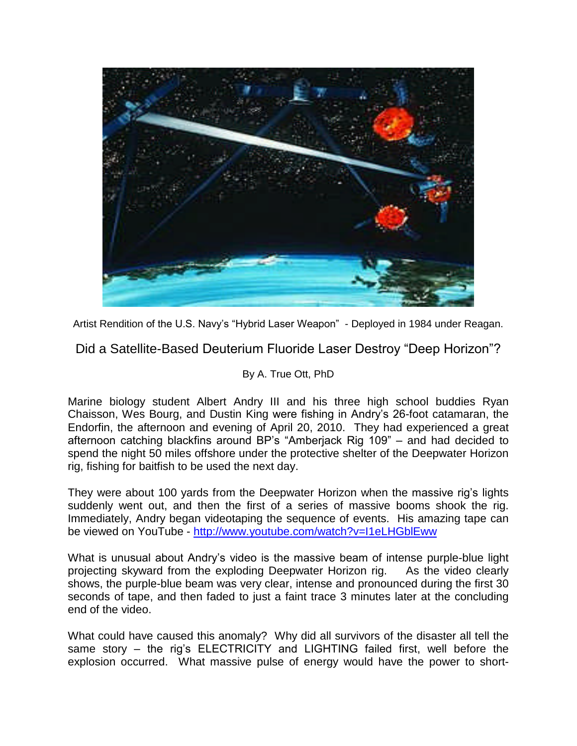Artist Rendition of the U.S. Navy's "Hybrid Laser Weapon" - Deployed in 1984 under Reagan.

# Did a Satellite-Based Deuterium Fluoride Laser Destroy "Deep Horizon"?

By A. True Ott, PhD

Marine biology student Albert Andry III and his three high school buddies Ryan Chaisson, Wes Bourg, and Dustin King were fishing in Andry's 26-foot catamaran, the Endorfin, the afternoon and evening of April 20, 2010. They had experienced a great afternoon catching blackfins around BP's "Amberjack Rig 109" – and had decided to spend the night 50 miles offshore under the protective shelter of the Deepwater Horizon rig, fishing for baitfish to be used the next day.

They were about 100 yards from the Deepwater Horizon when the massive rig's lights suddenly went out, and then the first of a series of massive booms shook the rig. Immediately, Andry began videotaping the sequence of events. His amazing tape can be viewed on YouTube - [http://www.youtube.com/watch?v=I1eLHGblEww](http://www.youtube.com/watch?v=I1eLHGblEww)

What is unusual about Andry's video is the massive beam of intense purple-blue light projecting skyward from the exploding Deepwater Horizon rig. As the video clearly shows, the purple-blue beam was very clear, intense and pronounced during the first 30 seconds of tape, and then faded to just a faint trace 3 minutes later at the concluding end of the video.

What could have caused this anomaly? Why did all survivors of the disaster all tell the same story – the rig's ELECTRICITY and LIGHTING failed first, well before the explosion occurred. What massive pulse of energy would have the power to short-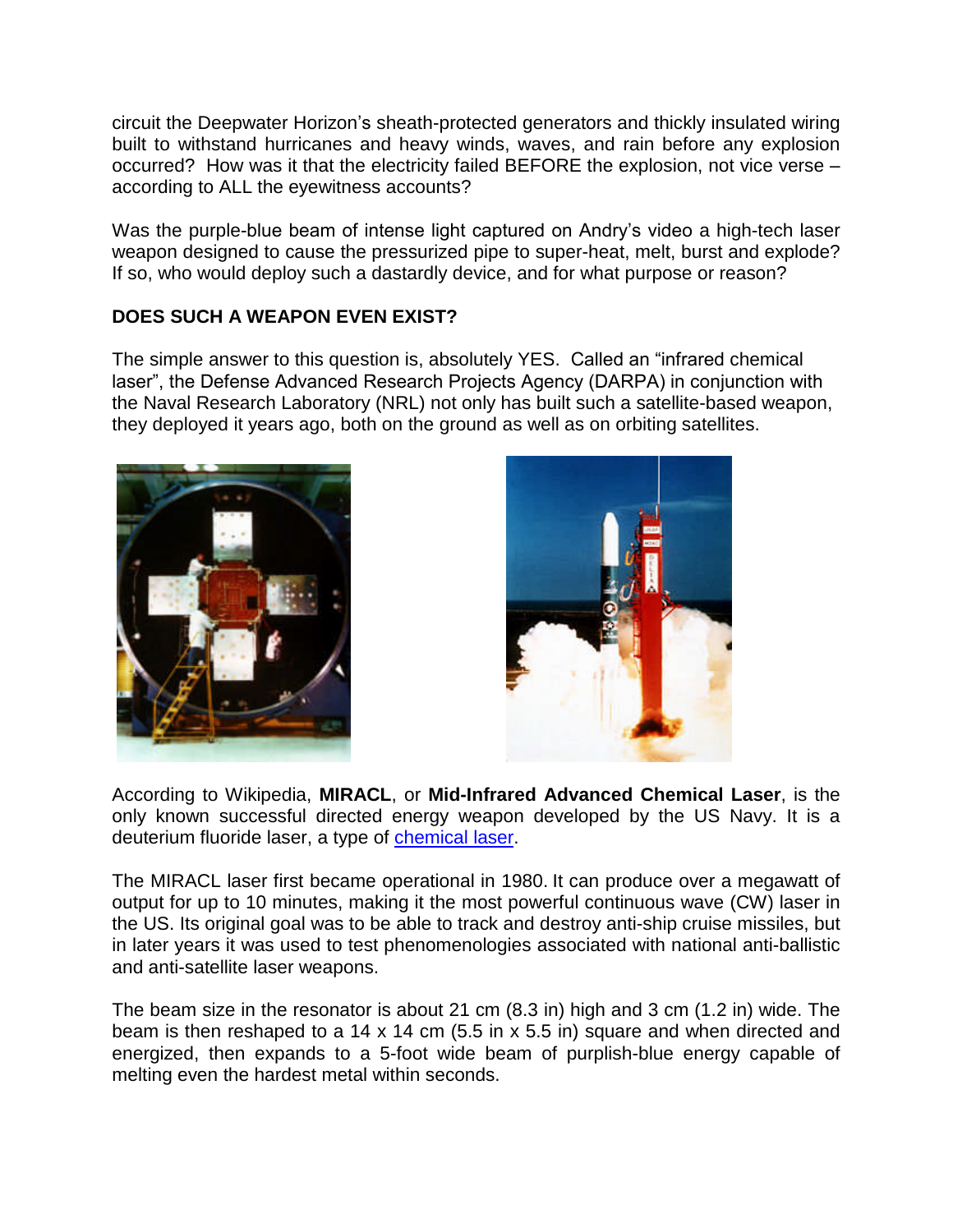circuit the Deepwater Horizon's sheath-protected generators and thickly insulated wiring built to withstand hurricanes and heavy winds, waves, and rain before any explosion occurred? How was it that the electricity failed BEFORE the explosion, not vice verse – according to ALL the eyewitness accounts?

Was the purple-blue beam of intense light captured on Andry's video a high-tech laser weapon designed to cause the pressurized pipe to super-heat, melt, burst and explode? If so, who would deploy such a dastardly device, and for what purpose or reason?

**DOES SUCH A WEAPON EVEN EXIST?**

The simple answer to this question is, absolutely YES. Called an "infrared chemical laser", the Defense Advanced Research Projects Agency (DARPA) in conjunction with the Naval Research Laboratory (NRL) not only has built such a satellite-based weapon, they deployed it years ago, both on the ground as well as on orbiting satellites.

According to Wikipedia, **MIRACL**, or **Mid-Infrared Advanced Chemical Laser**, is the only known successful directed energy weapon developed by the US Navy. It is a deuterium fluoride laser, a type of chemical laser.

The MIRACL laser first became operational in 1980. It can produce over a megawatt of output for up to 10 minutes, making it the most powerful continuous wave (CW) laser in the US. Its original goal was to be able to track and destroy anti-ship cruise missiles, but in later years it was used to test phenomenologies associated with national anti-ballistic and anti-satellite laser weapons.

The beam size in the resonator is about 21 cm (8.3 in) high and 3 cm (1.2 in) wide. The beam is then reshaped to a 14 x 14 cm (5.5 in x 5.5 in) square and when directed and energized, then expands to a 5-foot wide beam of purplish-blue energy capable of melting even the hardest metal within seconds.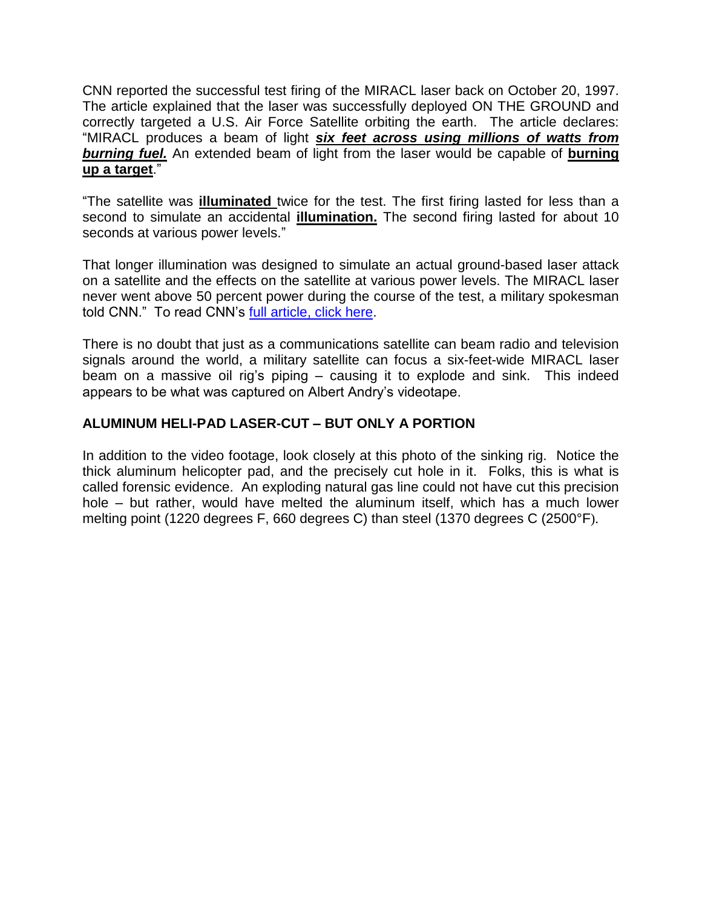CNN reported the successful test firing of the MIRACL laser back on October 20, 1997. The article explained that the laser was successfully deployed ON THE GROUND and correctly targeted a U.S. Air Force Satellite orbiting the earth. The article declares: "MIRACL produces a beam of light ***six feet across using millions of watts from burning fuel.*** An extended beam of light from the laser would be capable of **burning up a target**."

"The satellite was **illuminated** twice for the test. The first firing lasted for less than a second to simulate an accidental **illumination.** The second firing lasted for about 10 seconds at various power levels."

That longer illumination was designed to simulate an actual ground-based laser attack on a satellite and the effects on the satellite at various power levels. The MIRACL laser never went above 50 percent power during the course of the test, a military spokesman told CNN." To read CNN's full article, click here.

There is no doubt that just as a communications satellite can beam radio and television signals around the world, a military satellite can focus a six-feet-wide MIRACL laser beam on a massive oil rig's piping – causing it to explode and sink. This indeed appears to be what was captured on Albert Andry's videotape.

**ALUMINUM HELI-PAD LASER-CUT – BUT ONLY A PORTION**

In addition to the video footage, look closely at this photo of the sinking rig. Notice the thick aluminum helicopter pad, and the precisely cut hole in it. Folks, this is what is called forensic evidence. An exploding natural gas line could not have cut this precision hole – but rather, would have melted the aluminum itself, which has a much lower melting point (1220 degrees F, 660 degrees C) than steel (1370 degrees C (2500°F).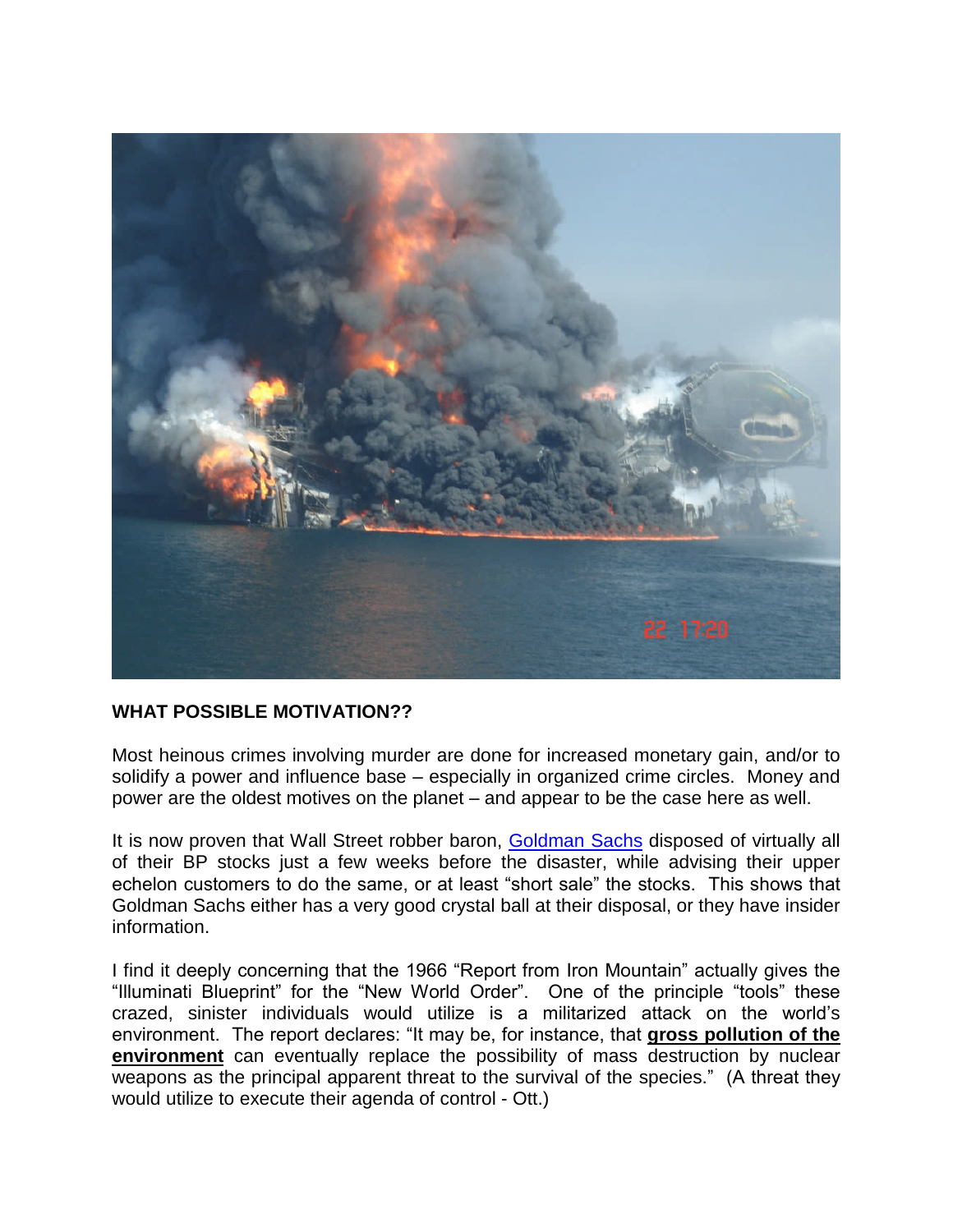**WHAT POSSIBLE MOTIVATION??**

Most heinous crimes involving murder are done for increased monetary gain, and/or to solidify a power and influence base – especially in organized crime circles. Money and power are the oldest motives on the planet – and appear to be the case here as well.

It is now proven that Wall Street robber baron, Goldman Sachs disposed of virtually all of their BP stocks just a few weeks before the disaster, while advising their upper echelon customers to do the same, or at least "short sale" the stocks. This shows that Goldman Sachs either has a very good crystal ball at their disposal, or they have insider information.

I find it deeply concerning that the 1966 "Report from Iron Mountain" actually gives the "Illuminati Blueprint" for the "New World Order". One of the principle "tools" these crazed, sinister individuals would utilize is a militarized attack on the world's environment. The report declares: "It may be, for instance, that **gross pollution of the environment** can eventually replace the possibility of mass destruction by nuclear weapons as the principal apparent threat to the survival of the species." (A threat they would utilize to execute their agenda of control - Ott.)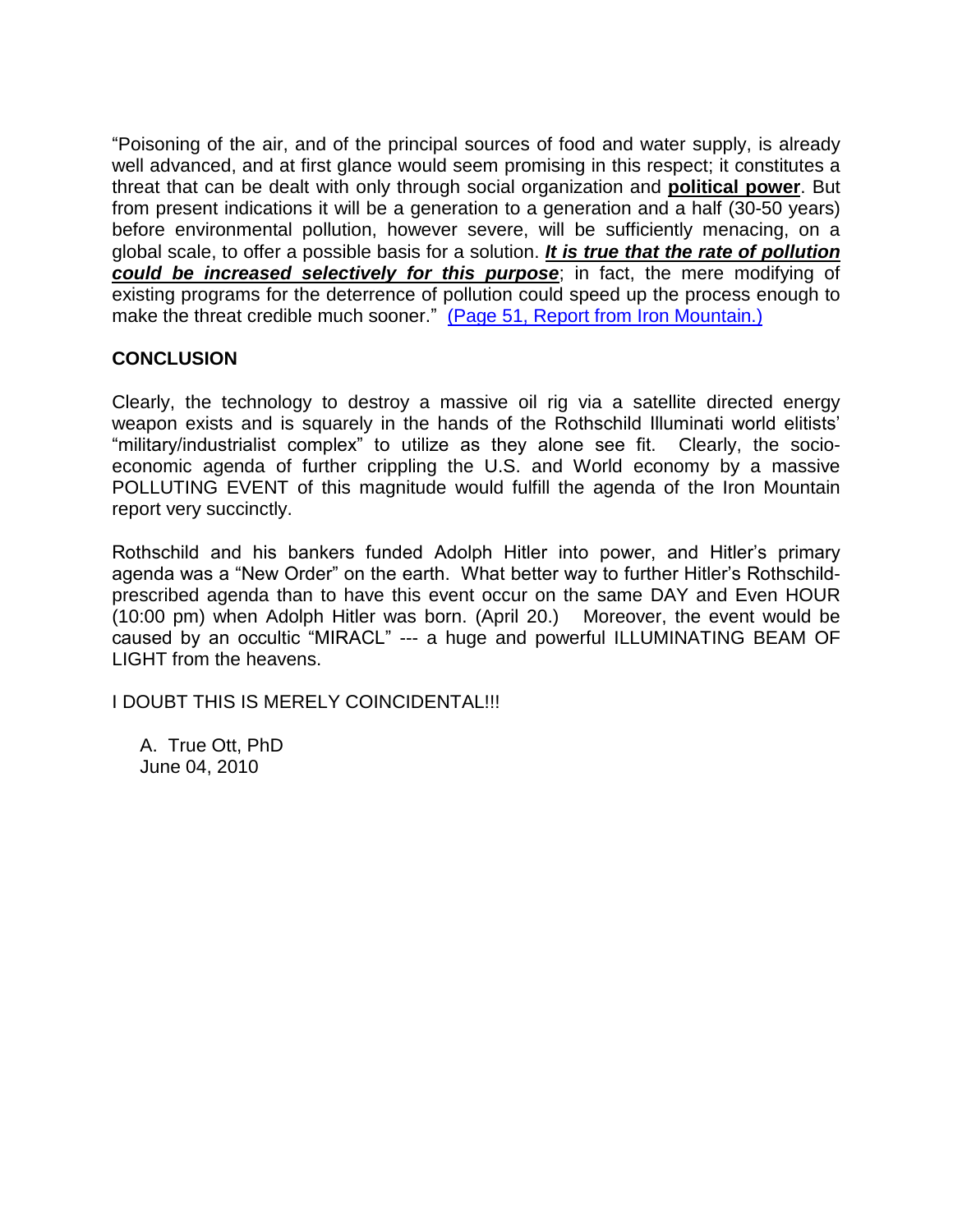"Poisoning of the air, and of the principal sources of food and water supply, is already well advanced, and at first glance would seem promising in this respect; it constitutes a threat that can be dealt with only through social organization and **political power**. But from present indications it will be a generation to a generation and a half (30-50 years) before environmental pollution, however severe, will be sufficiently menacing, on a global scale, to offer a possible basis for a solution. ***It is true that the rate of pollution could be increased selectively for this purpose***; in fact, the mere modifying of existing programs for the deterrence of pollution could speed up the process enough to make the threat credible much sooner." (Page 51, Report from Iron Mountain.)

**CONCLUSION**

Clearly, the technology to destroy a massive oil rig via a satellite directed energy weapon exists and is squarely in the hands of the Rothschild Illuminati world elitists' "military/industrialist complex" to utilize as they alone see fit. Clearly, the socio-economic agenda of further crippling the U.S. and World economy by a massive POLLUTING EVENT of this magnitude would fulfill the agenda of the Iron Mountain report very succinctly.

Rothschild and his bankers funded Adolph Hitler into power, and Hitler's primary agenda was a "New Order" on the earth. What better way to further Hitler's Rothschild-prescribed agenda than to have this event occur on the same DAY and Even HOUR (10:00 pm) when Adolph Hitler was born. (April 20.) Moreover, the event would be caused by an occultic "MIRACL" --- a huge and powerful ILLUMINATING BEAM OF LIGHT from the heavens.

I DOUBT THIS IS MERELY COINCIDENTAL!!!

A. True Ott, PhD
June 04, 2010